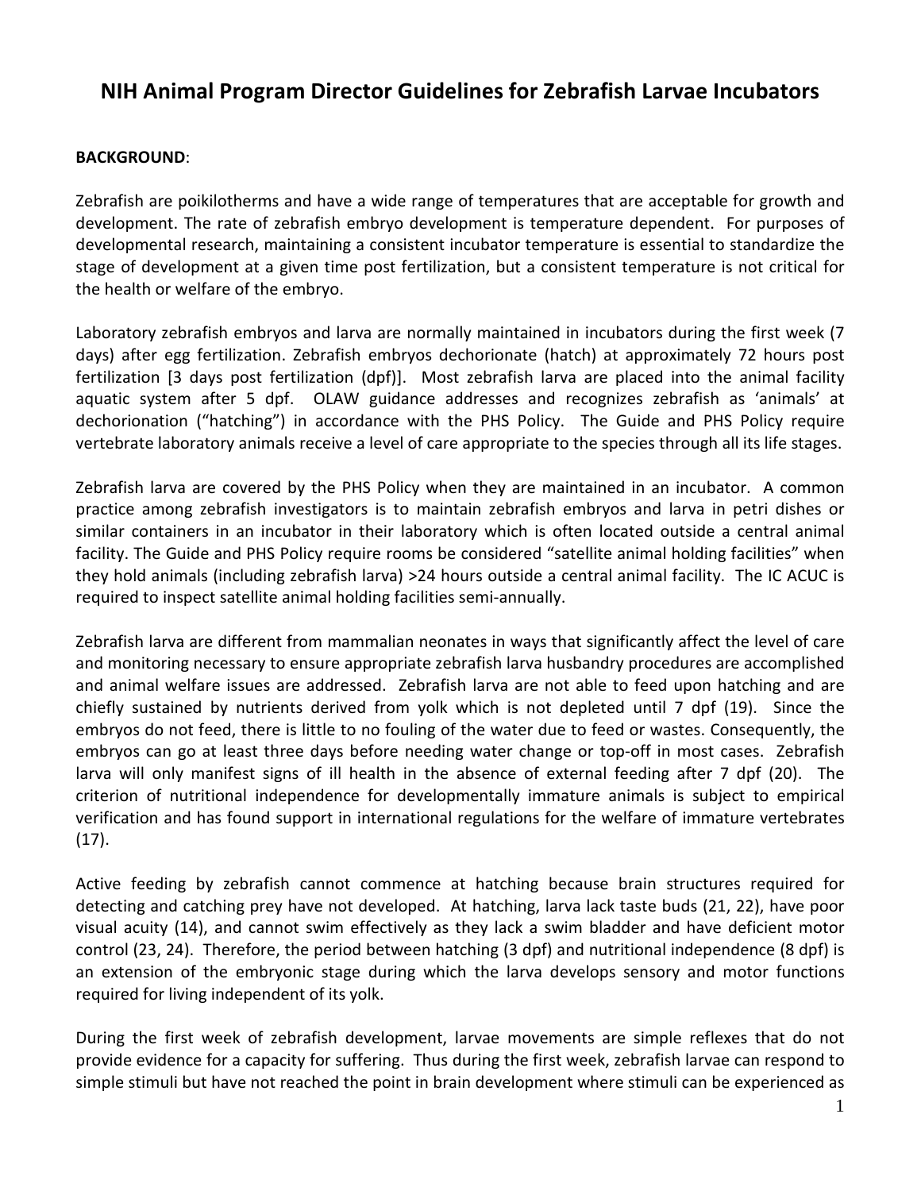# NIH Animal Program Director Guidelines for Zebrafish Larvae Incubators

**BACKGROUND**:

Zebrafish are poikilotherms and have a wide range of temperatures that are acceptable for growth and development. The rate of zebrafish embryo development is temperature dependent. For purposes of developmental research, maintaining a consistent incubator temperature is essential to standardize the stage of development at a given time post fertilization, but a consistent temperature is not critical for the health or welfare of the embryo.

Laboratory zebrafish embryos and larva are normally maintained in incubators during the first week (7 days) after egg fertilization. Zebrafish embryos dechorionate (hatch) at approximately 72 hours post fertilization [3 days post fertilization (dpf)]. Most zebrafish larva are placed into the animal facility aquatic system after 5 dpf. OLAW guidance addresses and recognizes zebrafish as 'animals' at dechorionation ("hatching") in accordance with the PHS Policy. The Guide and PHS Policy require vertebrate laboratory animals receive a level of care appropriate to the species through all its life stages.

Zebrafish larva are covered by the PHS Policy when they are maintained in an incubator. A common practice among zebrafish investigators is to maintain zebrafish embryos and larva in petri dishes or similar containers in an incubator in their laboratory which is often located outside a central animal facility. The Guide and PHS Policy require rooms be considered "satellite animal holding facilities" when they hold animals (including zebrafish larva) >24 hours outside a central animal facility. The IC ACUC is required to inspect satellite animal holding facilities semi-annually.

Zebrafish larva are different from mammalian neonates in ways that significantly affect the level of care and monitoring necessary to ensure appropriate zebrafish larva husbandry procedures are accomplished and animal welfare issues are addressed. Zebrafish larva are not able to feed upon hatching and are chiefly sustained by nutrients derived from yolk which is not depleted until 7 dpf (19). Since the embryos do not feed, there is little to no fouling of the water due to feed or wastes. Consequently, the embryos can go at least three days before needing water change or top-off in most cases. Zebrafish larva will only manifest signs of ill health in the absence of external feeding after 7 dpf (20). The criterion of nutritional independence for developmentally immature animals is subject to empirical verification and has found support in international regulations for the welfare of immature vertebrates (17).

Active feeding by zebrafish cannot commence at hatching because brain structures required for detecting and catching prey have not developed. At hatching, larva lack taste buds (21, 22), have poor visual acuity (14), and cannot swim effectively as they lack a swim bladder and have deficient motor control (23, 24). Therefore, the period between hatching (3 dpf) and nutritional independence (8 dpf) is an extension of the embryonic stage during which the larva develops sensory and motor functions required for living independent of its yolk.

During the first week of zebrafish development, larvae movements are simple reflexes that do not provide evidence for a capacity for suffering. Thus during the first week, zebrafish larvae can respond to simple stimuli but have not reached the point in brain development where stimuli can be experienced as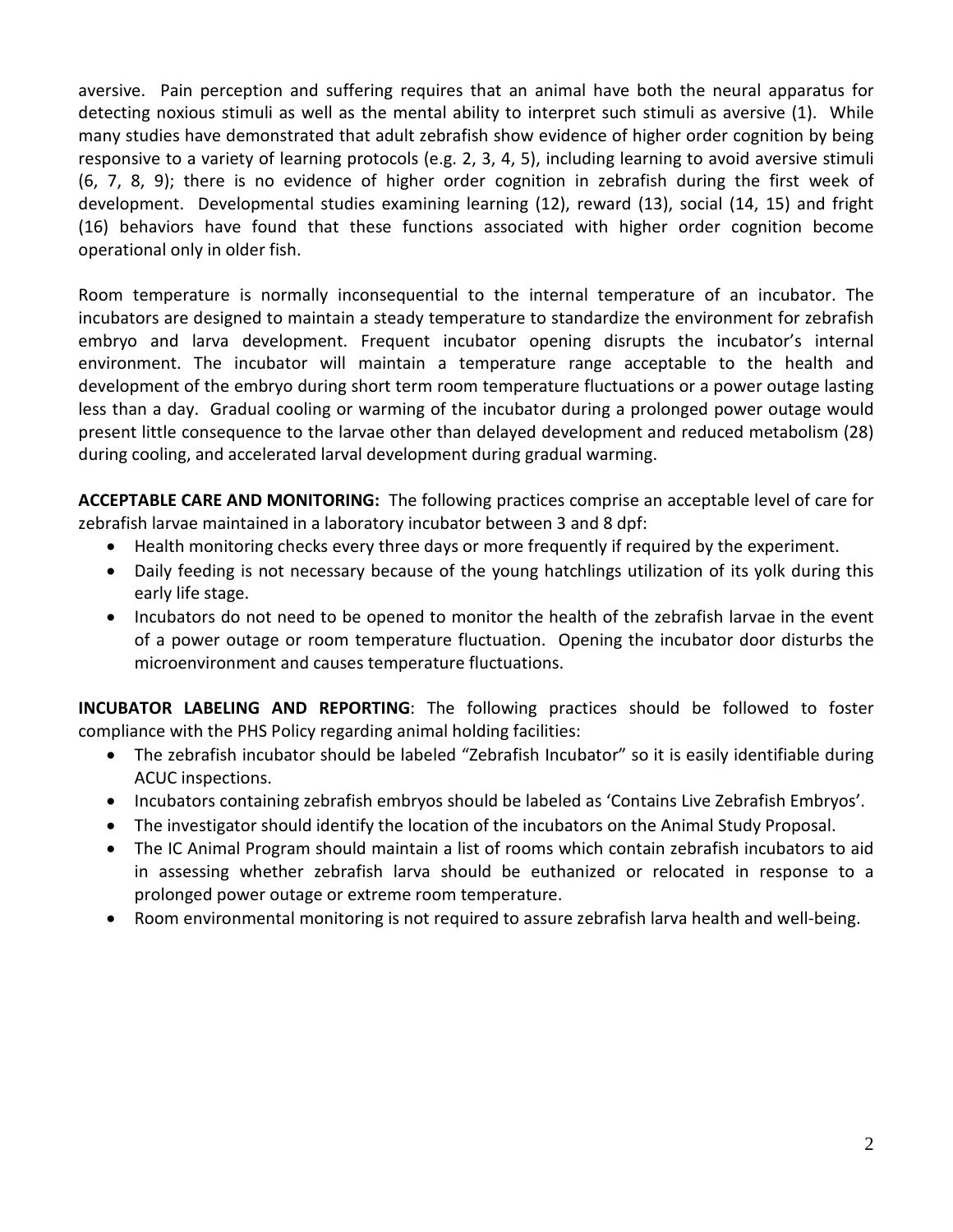aversive. Pain perception and suffering requires that an animal have both the neural apparatus for detecting noxious stimuli as well as the mental ability to interpret such stimuli as aversive (1). While many studies have demonstrated that adult zebrafish show evidence of higher order cognition by being responsive to a variety of learning protocols (e.g. 2, 3, 4, 5), including learning to avoid aversive stimuli (6, 7, 8, 9); there is no evidence of higher order cognition in zebrafish during the first week of development. Developmental studies examining learning (12), reward (13), social (14, 15) and fright (16) behaviors have found that these functions associated with higher order cognition become operational only in older fish.

Room temperature is normally inconsequential to the internal temperature of an incubator. The incubators are designed to maintain a steady temperature to standardize the environment for zebrafish embryo and larva development. Frequent incubator opening disrupts the incubator's internal environment. The incubator will maintain a temperature range acceptable to the health and development of the embryo during short term room temperature fluctuations or a power outage lasting less than a day. Gradual cooling or warming of the incubator during a prolonged power outage would present little consequence to the larvae other than delayed development and reduced metabolism (28) during cooling, and accelerated larval development during gradual warming.

**ACCEPTABLE CARE AND MONITORING:** The following practices comprise an acceptable level of care for zebrafish larvae maintained in a laboratory incubator between 3 and 8 dpf:

- Health monitoring checks every three days or more frequently if required by the experiment.
- Daily feeding is not necessary because of the young hatchlings utilization of its yolk during this early life stage.
- Incubators do not need to be opened to monitor the health of the zebrafish larvae in the event of a power outage or room temperature fluctuation. Opening the incubator door disturbs the microenvironment and causes temperature fluctuations.

**INCUBATOR LABELING AND REPORTING**: The following practices should be followed to foster compliance with the PHS Policy regarding animal holding facilities:

- The zebrafish incubator should be labeled "Zebrafish Incubator" so it is easily identifiable during ACUC inspections.
- Incubators containing zebrafish embryos should be labeled as 'Contains Live Zebrafish Embryos'.
- The investigator should identify the location of the incubators on the Animal Study Proposal.
- The IC Animal Program should maintain a list of rooms which contain zebrafish incubators to aid in assessing whether zebrafish larva should be euthanized or relocated in response to a prolonged power outage or extreme room temperature.
- Room environmental monitoring is not required to assure zebrafish larva health and well-being.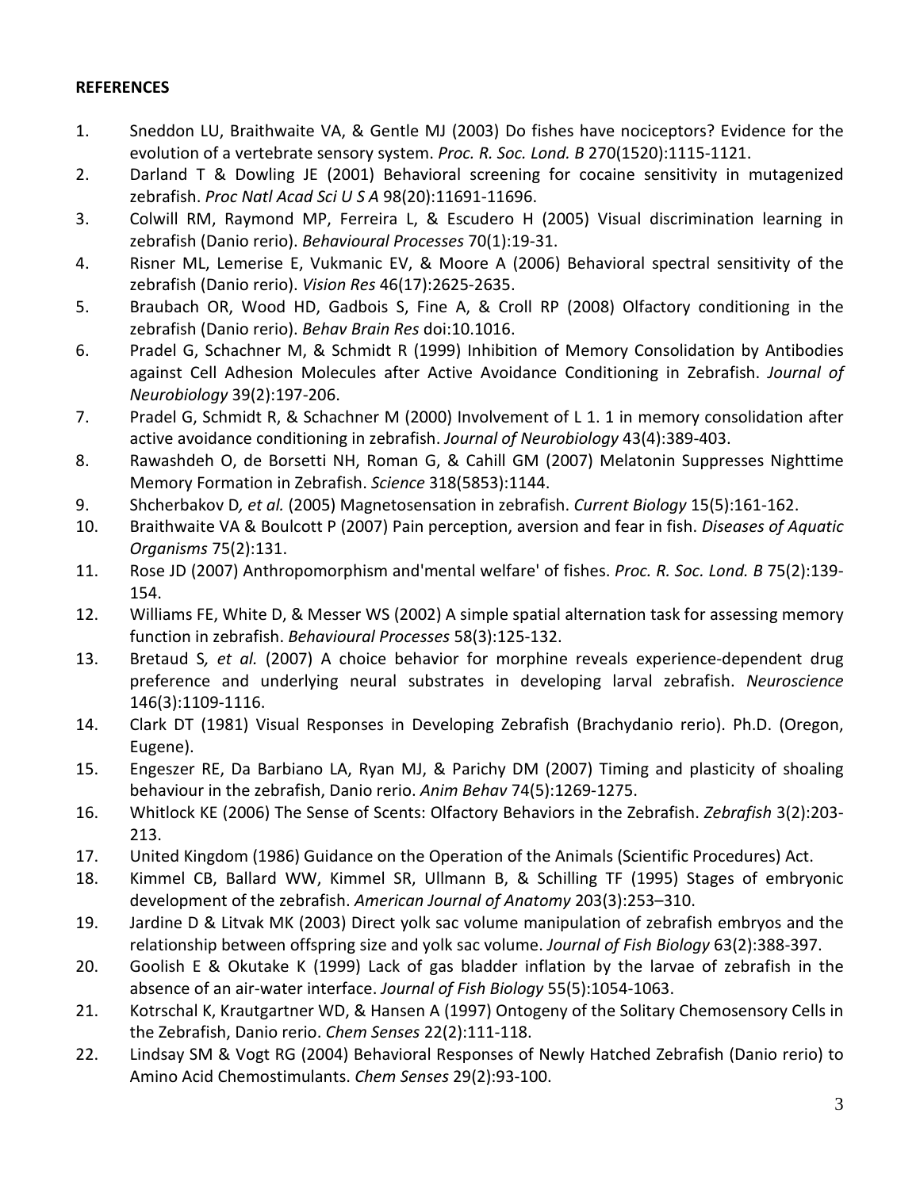**REFERENCES**

1. Sneddon LU, Braithwaite VA, & Gentle MJ (2003) Do fishes have nociceptors? Evidence for the evolution of a vertebrate sensory system. *Proc. R. Soc. Lond. B* 270(1520):1115-1121.
2. Darland T & Dowling JE (2001) Behavioral screening for cocaine sensitivity in mutagenized zebrafish. *Proc Natl Acad Sci U S A* 98(20):11691-11696.
3. Colwill RM, Raymond MP, Ferreira L, & Escudero H (2005) Visual discrimination learning in zebrafish (Danio rerio). *Behavioural Processes* 70(1):19-31.
4. Risner ML, Lemerise E, Vukmanic EV, & Moore A (2006) Behavioral spectral sensitivity of the zebrafish (Danio rerio). *Vision Res* 46(17):2625-2635.
5. Braubach OR, Wood HD, Gadbois S, Fine A, & Croll RP (2008) Olfactory conditioning in the zebrafish (Danio rerio). *Behav Brain Res* doi:10.1016.
6. Pradel G, Schachner M, & Schmidt R (1999) Inhibition of Memory Consolidation by Antibodies against Cell Adhesion Molecules after Active Avoidance Conditioning in Zebrafish. *Journal of Neurobiology* 39(2):197-206.
7. Pradel G, Schmidt R, & Schachner M (2000) Involvement of L 1. 1 in memory consolidation after active avoidance conditioning in zebrafish. *Journal of Neurobiology* 43(4):389-403.
8. Rawashdeh O, de Borsetti NH, Roman G, & Cahill GM (2007) Melatonin Suppresses Nighttime Memory Formation in Zebrafish. *Science* 318(5853):1144.
9. Shcherbakov D*, et al.* (2005) Magnetosensation in zebrafish. *Current Biology* 15(5):161-162.
10. Braithwaite VA & Boulcott P (2007) Pain perception, aversion and fear in fish. *Diseases of Aquatic Organisms* 75(2):131.
11. Rose JD (2007) Anthropomorphism and'mental welfare' of fishes. *Proc. R. Soc. Lond. B* 75(2):139-154.
12. Williams FE, White D, & Messer WS (2002) A simple spatial alternation task for assessing memory function in zebrafish. *Behavioural Processes* 58(3):125-132.
13. Bretaud S*, et al.* (2007) A choice behavior for morphine reveals experience-dependent drug preference and underlying neural substrates in developing larval zebrafish. *Neuroscience* 146(3):1109-1116.
14. Clark DT (1981) Visual Responses in Developing Zebrafish (Brachydanio rerio). Ph.D. (Oregon, Eugene).
15. Engeszer RE, Da Barbiano LA, Ryan MJ, & Parichy DM (2007) Timing and plasticity of shoaling behaviour in the zebrafish, Danio rerio. *Anim Behav* 74(5):1269-1275.
16. Whitlock KE (2006) The Sense of Scents: Olfactory Behaviors in the Zebrafish. *Zebrafish* 3(2):203-213.
17. United Kingdom (1986) Guidance on the Operation of the Animals (Scientific Procedures) Act.
18. Kimmel CB, Ballard WW, Kimmel SR, Ullmann B, & Schilling TF (1995) Stages of embryonic development of the zebrafish. *American Journal of Anatomy* 203(3):253–310.
19. Jardine D & Litvak MK (2003) Direct yolk sac volume manipulation of zebrafish embryos and the relationship between offspring size and yolk sac volume. *Journal of Fish Biology* 63(2):388-397.
20. Goolish E & Okutake K (1999) Lack of gas bladder inflation by the larvae of zebrafish in the absence of an air-water interface. *Journal of Fish Biology* 55(5):1054-1063.
21. Kotrschal K, Krautgartner WD, & Hansen A (1997) Ontogeny of the Solitary Chemosensory Cells in the Zebrafish, Danio rerio. *Chem Senses* 22(2):111-118.
22. Lindsay SM & Vogt RG (2004) Behavioral Responses of Newly Hatched Zebrafish (Danio rerio) to Amino Acid Chemostimulants. *Chem Senses* 29(2):93-100.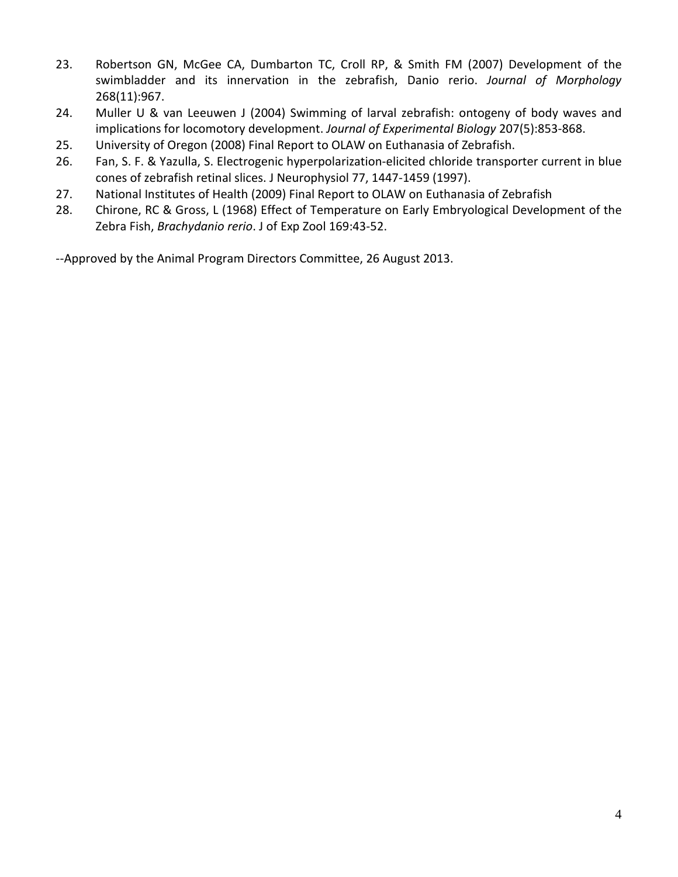23. Robertson GN, McGee CA, Dumbarton TC, Croll RP, & Smith FM (2007) Development of the swimbladder and its innervation in the zebrafish, Danio rerio. *Journal of Morphology* 268(11):967.
24. Muller U & van Leeuwen J (2004) Swimming of larval zebrafish: ontogeny of body waves and implications for locomotory development. *Journal of Experimental Biology* 207(5):853-868.
25. University of Oregon (2008) Final Report to OLAW on Euthanasia of Zebrafish.
26. Fan, S. F. & Yazulla, S. Electrogenic hyperpolarization-elicited chloride transporter current in blue cones of zebrafish retinal slices. J Neurophysiol 77, 1447-1459 (1997).
27. National Institutes of Health (2009) Final Report to OLAW on Euthanasia of Zebrafish
28. Chirone, RC & Gross, L (1968) Effect of Temperature on Early Embryological Development of the Zebra Fish, *Brachydanio rerio*. J of Exp Zool 169:43-52.

--Approved by the Animal Program Directors Committee, 26 August 2013.